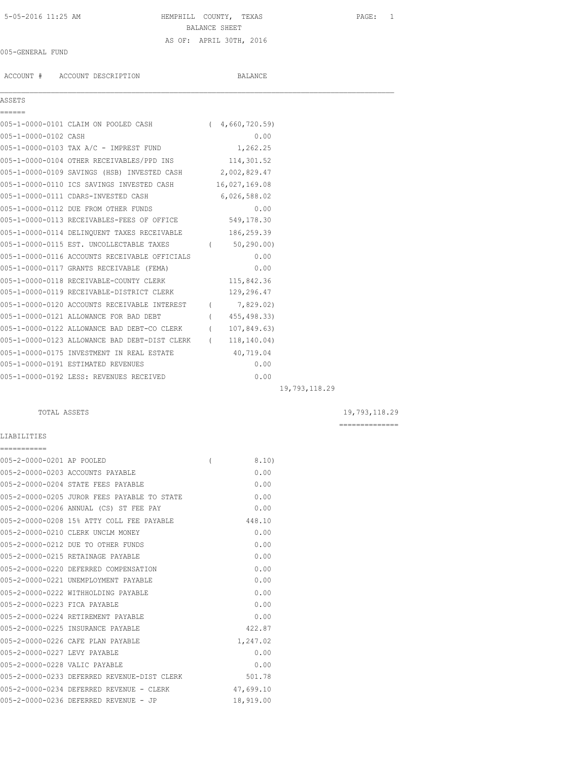5-05-2016 11:25 AM

# HEMPHILL COUNTY, TEXAS

## BALANCE SHEET

AS OF: APRIL 30TH, 2016

005-GENERAL FUND

| ACCOUNT # | ACCOUNT DESCRIPTION | BALANCE | | |
|---|---|---|---|---|
| **ASSETS** | | | | |
| 005-1-0000-0101 | CLAIM ON POOLED CASH | ( 4,660,720.59) | | |
| 005-1-0000-0102 | CASH | 0.00 | | |
| 005-1-0000-0103 | TAX A/C - IMPREST FUND | 1,262.25 | | |
| 005-1-0000-0104 | OTHER RECEIVABLES/PPD INS | 114,301.52 | | |
| 005-1-0000-0109 | SAVINGS (HSB) INVESTED CASH | 2,002,829.47 | | |
| 005-1-0000-0110 | ICS SAVINGS INVESTED CASH | 16,027,169.08 | | |
| 005-1-0000-0111 | CDARS-INVESTED CASH | 6,026,588.02 | | |
| 005-1-0000-0112 | DUE FROM OTHER FUNDS | 0.00 | | |
| 005-1-0000-0113 | RECEIVABLES-FEES OF OFFICE | 549,178.30 | | |
| 005-1-0000-0114 | DELINQUENT TAXES RECEIVABLE | 186,259.39 | | |
| 005-1-0000-0115 | EST. UNCOLLECTABLE TAXES | ( 50,290.00) | | |
| 005-1-0000-0116 | ACCOUNTS RECEIVABLE OFFICIALS | 0.00 | | |
| 005-1-0000-0117 | GRANTS RECEIVABLE (FEMA) | 0.00 | | |
| 005-1-0000-0118 | RECEIVABLE-COUNTY CLERK | 115,842.36 | | |
| 005-1-0000-0119 | RECEIVABLE-DISTRICT CLERK | 129,296.47 | | |
| 005-1-0000-0120 | ACCOUNTS RECEIVABLE INTEREST | ( 7,829.02) | | |
| 005-1-0000-0121 | ALLOWANCE FOR BAD DEBT | ( 455,498.33) | | |
| 005-1-0000-0122 | ALLOWANCE BAD DEBT-CO CLERK | ( 107,849.63) | | |
| 005-1-0000-0123 | ALLOWANCE BAD DEBT-DIST CLERK | ( 118,140.04) | | |
| 005-1-0000-0175 | INVESTMENT IN REAL ESTATE | 40,719.04 | | |
| 005-1-0000-0191 | ESTIMATED REVENUES | 0.00 | | |
| 005-1-0000-0192 | LESS: REVENUES RECEIVED | 0.00 | | |
| | | | 19,793,118.29 | |
| | TOTAL ASSETS | | | 19,793,118.29 |
| **LIABILITIES** | | | | |
| 005-2-0000-0201 | AP POOLED | ( 8.10) | | |
| 005-2-0000-0203 | ACCOUNTS PAYABLE | 0.00 | | |
| 005-2-0000-0204 | STATE FEES PAYABLE | 0.00 | | |
| 005-2-0000-0205 | JUROR FEES PAYABLE TO STATE | 0.00 | | |
| 005-2-0000-0206 | ANNUAL (CS) ST FEE PAY | 0.00 | | |
| 005-2-0000-0208 | 15% ATTY COLL FEE PAYABLE | 448.10 | | |
| 005-2-0000-0210 | CLERK UNCLM MONEY | 0.00 | | |
| 005-2-0000-0212 | DUE TO OTHER FUNDS | 0.00 | | |
| 005-2-0000-0215 | RETAINAGE PAYABLE | 0.00 | | |
| 005-2-0000-0220 | DEFERRED COMPENSATION | 0.00 | | |
| 005-2-0000-0221 | UNEMPLOYMENT PAYABLE | 0.00 | | |
| 005-2-0000-0222 | WITHHOLDING PAYABLE | 0.00 | | |
| 005-2-0000-0223 | FICA PAYABLE | 0.00 | | |
| 005-2-0000-0224 | RETIREMENT PAYABLE | 0.00 | | |
| 005-2-0000-0225 | INSURANCE PAYABLE | 422.87 | | |
| 005-2-0000-0226 | CAFE PLAN PAYABLE | 1,247.02 | | |
| 005-2-0000-0227 | LEVY PAYABLE | 0.00 | | |
| 005-2-0000-0228 | VALIC PAYABLE | 0.00 | | |
| 005-2-0000-0233 | DEFERRED REVENUE-DIST CLERK | 501.78 | | |
| 005-2-0000-0234 | DEFERRED REVENUE - CLERK | 47,699.10 | | |
| 005-2-0000-0236 | DEFERRED REVENUE - JP | 18,919.00 | | |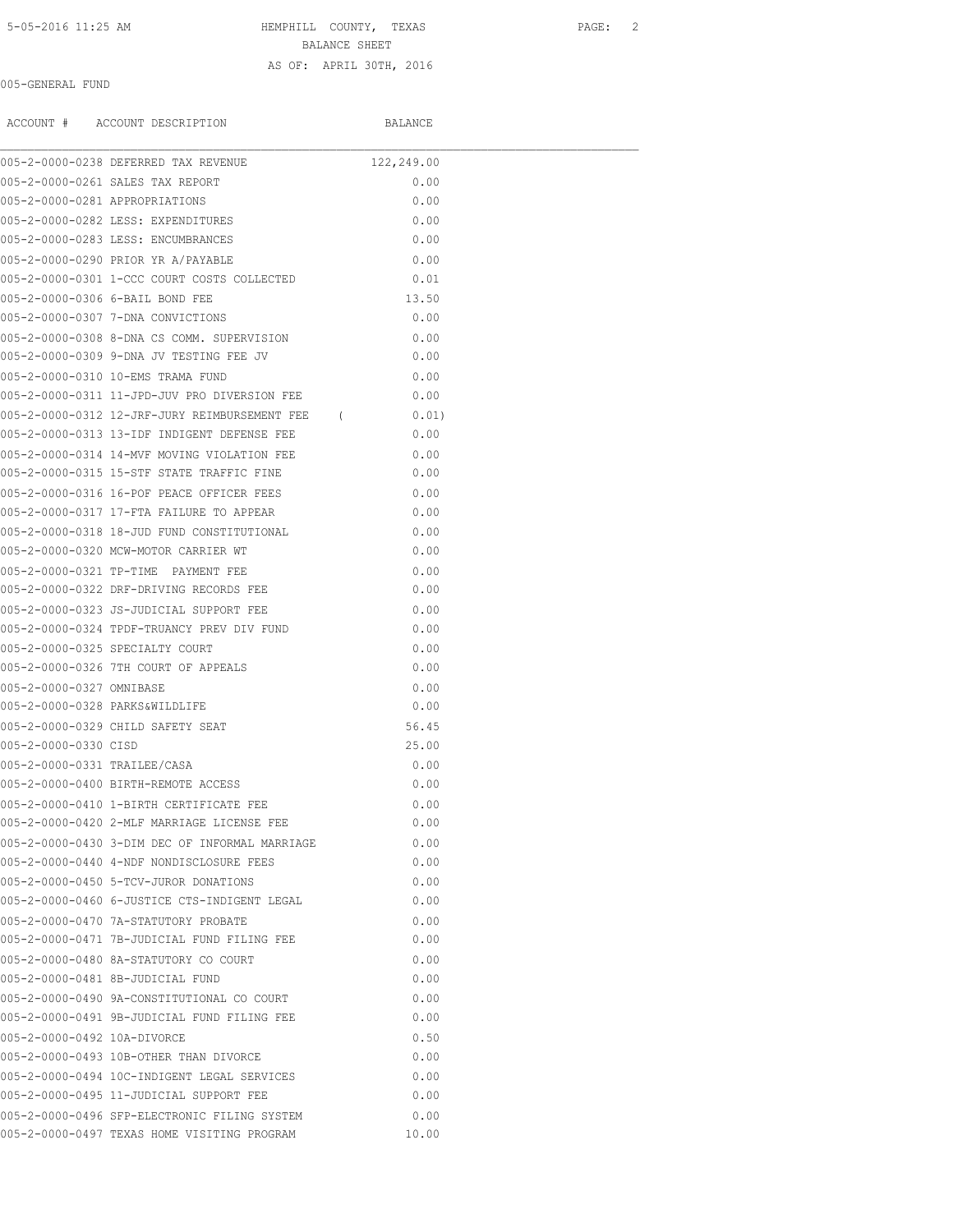HEMPHILL COUNTY, TEXAS

BALANCE SHEET

AS OF: APRIL 30TH, 2016

005-GENERAL FUND

| ACCOUNT # | ACCOUNT DESCRIPTION | BALANCE |
|---|---|---|
| 005-2-0000-0238 | DEFERRED TAX REVENUE | 122,249.00 |
| 005-2-0000-0261 | SALES TAX REPORT | 0.00 |
| 005-2-0000-0281 | APPROPRIATIONS | 0.00 |
| 005-2-0000-0282 | LESS: EXPENDITURES | 0.00 |
| 005-2-0000-0283 | LESS: ENCUMBRANCES | 0.00 |
| 005-2-0000-0290 | PRIOR YR A/PAYABLE | 0.00 |
| 005-2-0000-0301 | 1-CCC COURT COSTS COLLECTED | 0.01 |
| 005-2-0000-0306 | 6-BAIL BOND FEE | 13.50 |
| 005-2-0000-0307 | 7-DNA CONVICTIONS | 0.00 |
| 005-2-0000-0308 | 8-DNA CS COMM. SUPERVISION | 0.00 |
| 005-2-0000-0309 | 9-DNA JV TESTING FEE JV | 0.00 |
| 005-2-0000-0310 | 10-EMS TRAMA FUND | 0.00 |
| 005-2-0000-0311 | 11-JPD-JUV PRO DIVERSION FEE | 0.00 |
| 005-2-0000-0312 | 12-JRF-JURY REIMBURSEMENT FEE | ( 0.01) |
| 005-2-0000-0313 | 13-IDF INDIGENT DEFENSE FEE | 0.00 |
| 005-2-0000-0314 | 14-MVF MOVING VIOLATION FEE | 0.00 |
| 005-2-0000-0315 | 15-STF STATE TRAFFIC FINE | 0.00 |
| 005-2-0000-0316 | 16-POF PEACE OFFICER FEES | 0.00 |
| 005-2-0000-0317 | 17-FTA FAILURE TO APPEAR | 0.00 |
| 005-2-0000-0318 | 18-JUD FUND CONSTITUTIONAL | 0.00 |
| 005-2-0000-0320 | MCW-MOTOR CARRIER WT | 0.00 |
| 005-2-0000-0321 | TP-TIME PAYMENT FEE | 0.00 |
| 005-2-0000-0322 | DRF-DRIVING RECORDS FEE | 0.00 |
| 005-2-0000-0323 | JS-JUDICIAL SUPPORT FEE | 0.00 |
| 005-2-0000-0324 | TPDF-TRUANCY PREV DIV FUND | 0.00 |
| 005-2-0000-0325 | SPECIALTY COURT | 0.00 |
| 005-2-0000-0326 | 7TH COURT OF APPEALS | 0.00 |
| 005-2-0000-0327 | OMNIBASE | 0.00 |
| 005-2-0000-0328 | PARKS&WILDLIFE | 0.00 |
| 005-2-0000-0329 | CHILD SAFETY SEAT | 56.45 |
| 005-2-0000-0330 | CISD | 25.00 |
| 005-2-0000-0331 | TRAILEE/CASA | 0.00 |
| 005-2-0000-0400 | BIRTH-REMOTE ACCESS | 0.00 |
| 005-2-0000-0410 | 1-BIRTH CERTIFICATE FEE | 0.00 |
| 005-2-0000-0420 | 2-MLF MARRIAGE LICENSE FEE | 0.00 |
| 005-2-0000-0430 | 3-DIM DEC OF INFORMAL MARRIAGE | 0.00 |
| 005-2-0000-0440 | 4-NDF NONDISCLOSURE FEES | 0.00 |
| 005-2-0000-0450 | 5-TCV-JUROR DONATIONS | 0.00 |
| 005-2-0000-0460 | 6-JUSTICE CTS-INDIGENT LEGAL | 0.00 |
| 005-2-0000-0470 | 7A-STATUTORY PROBATE | 0.00 |
| 005-2-0000-0471 | 7B-JUDICIAL FUND FILING FEE | 0.00 |
| 005-2-0000-0480 | 8A-STATUTORY CO COURT | 0.00 |
| 005-2-0000-0481 | 8B-JUDICIAL FUND | 0.00 |
| 005-2-0000-0490 | 9A-CONSTITUTIONAL CO COURT | 0.00 |
| 005-2-0000-0491 | 9B-JUDICIAL FUND FILING FEE | 0.00 |
| 005-2-0000-0492 | 10A-DIVORCE | 0.50 |
| 005-2-0000-0493 | 10B-OTHER THAN DIVORCE | 0.00 |
| 005-2-0000-0494 | 10C-INDIGENT LEGAL SERVICES | 0.00 |
| 005-2-0000-0495 | 11-JUDICIAL SUPPORT FEE | 0.00 |
| 005-2-0000-0496 | SFP-ELECTRONIC FILING SYSTEM | 0.00 |
| 005-2-0000-0497 | TEXAS HOME VISITING PROGRAM | 10.00 |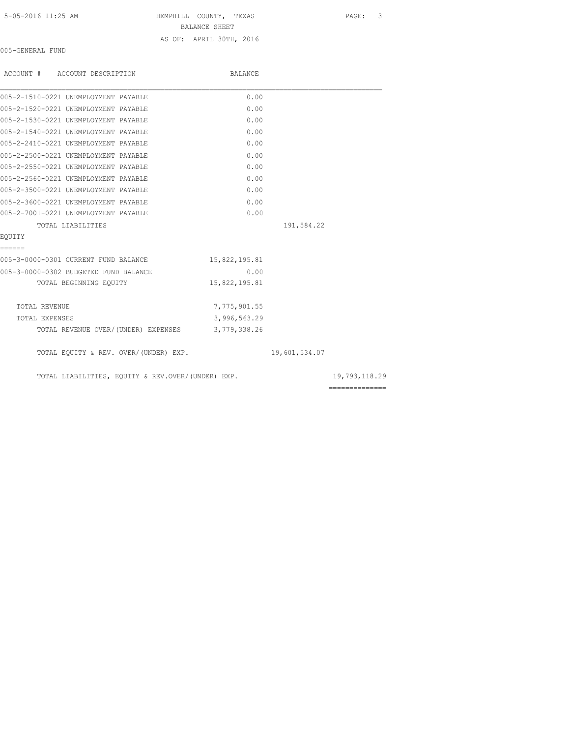HEMPHILL COUNTY, TEXAS
BALANCE SHEET
AS OF: APRIL 30TH, 2016

005-GENERAL FUND

| ACCOUNT # ACCOUNT DESCRIPTION | BALANCE | | |
|---|---|---|---|
| 005-2-1510-0221 UNEMPLOYMENT PAYABLE | 0.00 | | |
| 005-2-1520-0221 UNEMPLOYMENT PAYABLE | 0.00 | | |
| 005-2-1530-0221 UNEMPLOYMENT PAYABLE | 0.00 | | |
| 005-2-1540-0221 UNEMPLOYMENT PAYABLE | 0.00 | | |
| 005-2-2410-0221 UNEMPLOYMENT PAYABLE | 0.00 | | |
| 005-2-2500-0221 UNEMPLOYMENT PAYABLE | 0.00 | | |
| 005-2-2550-0221 UNEMPLOYMENT PAYABLE | 0.00 | | |
| 005-2-2560-0221 UNEMPLOYMENT PAYABLE | 0.00 | | |
| 005-2-3500-0221 UNEMPLOYMENT PAYABLE | 0.00 | | |
| 005-2-3600-0221 UNEMPLOYMENT PAYABLE | 0.00 | | |
| 005-2-7001-0221 UNEMPLOYMENT PAYABLE | 0.00 | | |
| TOTAL LIABILITIES | | 191,584.22 | |

EQUITY
======

| ACCOUNT # ACCOUNT DESCRIPTION | BALANCE | | |
|---|---|---|---|
| 005-3-0000-0301 CURRENT FUND BALANCE | 15,822,195.81 | | |
| 005-3-0000-0302 BUDGETED FUND BALANCE | 0.00 | | |
| TOTAL BEGINNING EQUITY | 15,822,195.81 | | |
| TOTAL REVENUE | 7,775,901.55 | | |
| TOTAL EXPENSES | 3,996,563.29 | | |
| TOTAL REVENUE OVER/(UNDER) EXPENSES | 3,779,338.26 | | |
| TOTAL EQUITY & REV. OVER/(UNDER) EXP. | | 19,601,534.07 | |
| TOTAL LIABILITIES, EQUITY & REV.OVER/(UNDER) EXP. | | | 19,793,118.29 |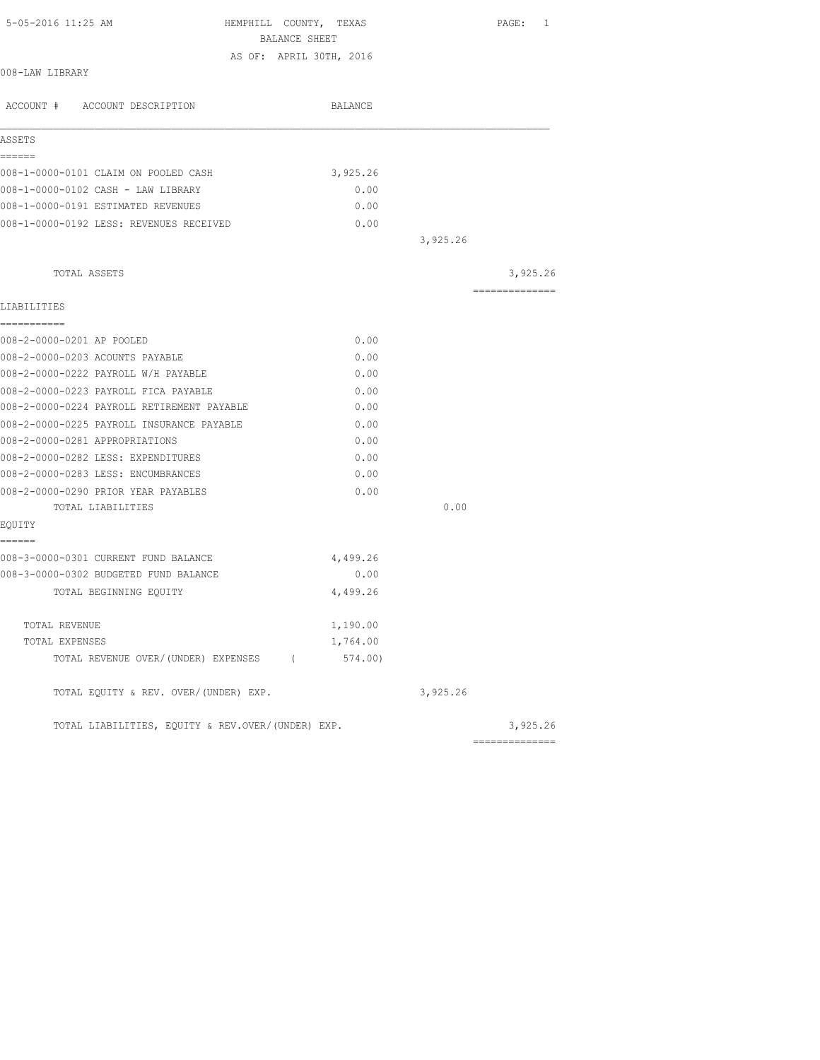5-05-2016 11:25 AM HEMPHILL COUNTY, TEXAS

BALANCE SHEET

AS OF: APRIL 30TH, 2016

008-LAW LIBRARY

| ACCOUNT # ACCOUNT DESCRIPTION | BALANCE | | |
|---|---|---|---|
| **ASSETS** | | | |
| 008-1-0000-0101 CLAIM ON POOLED CASH | 3,925.26 | | |
| 008-1-0000-0102 CASH - LAW LIBRARY | 0.00 | | |
| 008-1-0000-0191 ESTIMATED REVENUES | 0.00 | | |
| 008-1-0000-0192 LESS: REVENUES RECEIVED | 0.00 | | |
| | | 3,925.26 | |
| TOTAL ASSETS | | | 3,925.26 |
| **LIABILITIES** | | | |
| 008-2-0000-0201 AP POOLED | 0.00 | | |
| 008-2-0000-0203 ACOUNTS PAYABLE | 0.00 | | |
| 008-2-0000-0222 PAYROLL W/H PAYABLE | 0.00 | | |
| 008-2-0000-0223 PAYROLL FICA PAYABLE | 0.00 | | |
| 008-2-0000-0224 PAYROLL RETIREMENT PAYABLE | 0.00 | | |
| 008-2-0000-0225 PAYROLL INSURANCE PAYABLE | 0.00 | | |
| 008-2-0000-0281 APPROPRIATIONS | 0.00 | | |
| 008-2-0000-0282 LESS: EXPENDITURES | 0.00 | | |
| 008-2-0000-0283 LESS: ENCUMBRANCES | 0.00 | | |
| 008-2-0000-0290 PRIOR YEAR PAYABLES | 0.00 | | |
| TOTAL LIABILITIES | | 0.00 | |
| **EQUITY** | | | |
| 008-3-0000-0301 CURRENT FUND BALANCE | 4,499.26 | | |
| 008-3-0000-0302 BUDGETED FUND BALANCE | 0.00 | | |
| TOTAL BEGINNING EQUITY | 4,499.26 | | |
| TOTAL REVENUE | 1,190.00 | | |
| TOTAL EXPENSES | 1,764.00 | | |
| TOTAL REVENUE OVER/(UNDER) EXPENSES | ( 574.00) | | |
| TOTAL EQUITY & REV. OVER/(UNDER) EXP. | | 3,925.26 | |
| TOTAL LIABILITIES, EQUITY & REV.OVER/(UNDER) EXP. | | | 3,925.26 |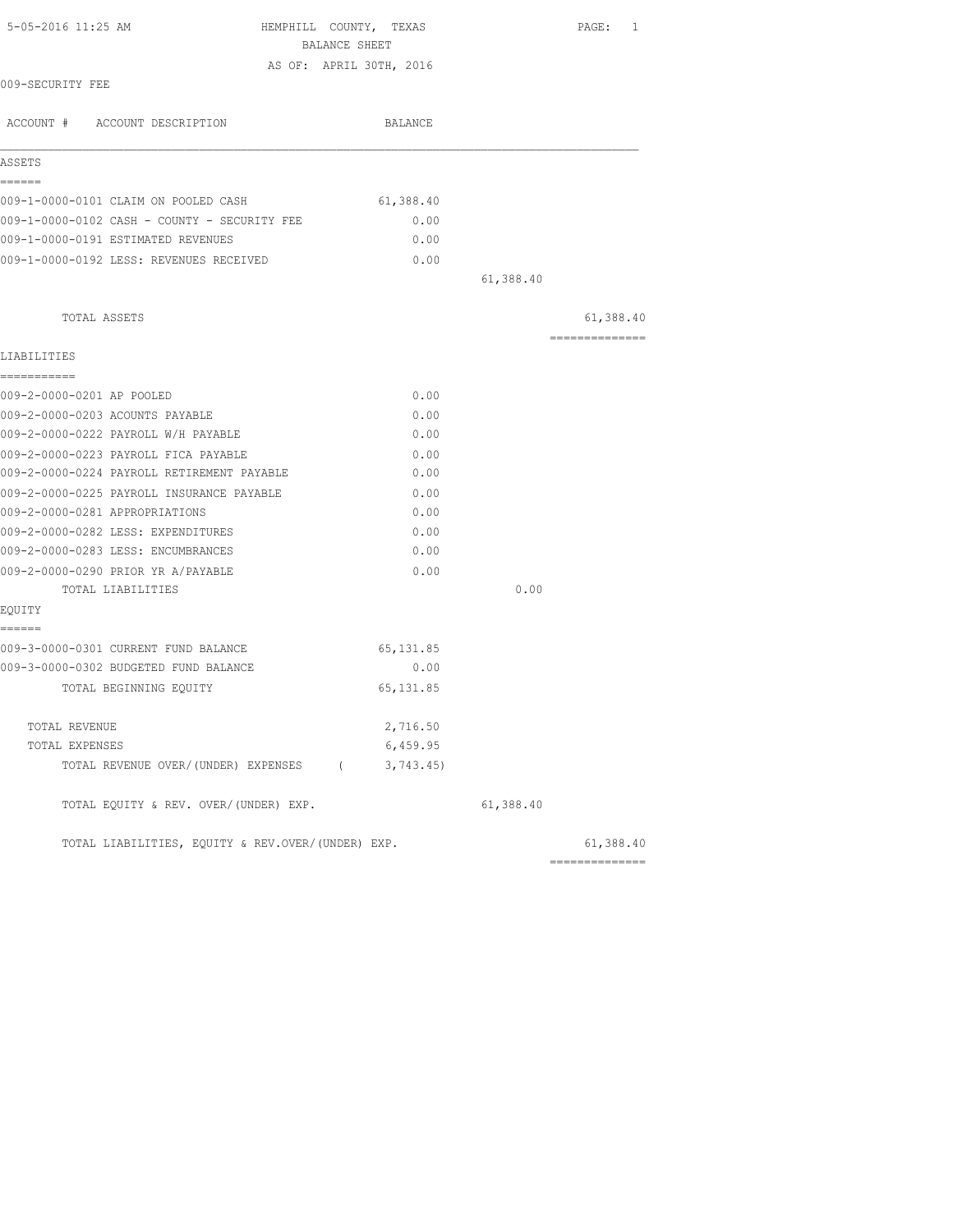5-05-2016 11:25 AM

# HEMPHILL COUNTY, TEXAS
## BALANCE SHEET
AS OF: APRIL 30TH, 2016

009-SECURITY FEE

| ACCOUNT # ACCOUNT DESCRIPTION | BALANCE | | |
|---|---|---|---|
| **ASSETS** | | | |
| 009-1-0000-0101 CLAIM ON POOLED CASH | 61,388.40 | | |
| 009-1-0000-0102 CASH - COUNTY - SECURITY FEE | 0.00 | | |
| 009-1-0000-0191 ESTIMATED REVENUES | 0.00 | | |
| 009-1-0000-0192 LESS: REVENUES RECEIVED | 0.00 | | |
| | | 61,388.40 | |
| TOTAL ASSETS | | | 61,388.40 |
| **LIABILITIES** | | | |
| 009-2-0000-0201 AP POOLED | 0.00 | | |
| 009-2-0000-0203 ACOUNTS PAYABLE | 0.00 | | |
| 009-2-0000-0222 PAYROLL W/H PAYABLE | 0.00 | | |
| 009-2-0000-0223 PAYROLL FICA PAYABLE | 0.00 | | |
| 009-2-0000-0224 PAYROLL RETIREMENT PAYABLE | 0.00 | | |
| 009-2-0000-0225 PAYROLL INSURANCE PAYABLE | 0.00 | | |
| 009-2-0000-0281 APPROPRIATIONS | 0.00 | | |
| 009-2-0000-0282 LESS: EXPENDITURES | 0.00 | | |
| 009-2-0000-0283 LESS: ENCUMBRANCES | 0.00 | | |
| 009-2-0000-0290 PRIOR YR A/PAYABLE | 0.00 | | |
| TOTAL LIABILITIES | | 0.00 | |
| **EQUITY** | | | |
| 009-3-0000-0301 CURRENT FUND BALANCE | 65,131.85 | | |
| 009-3-0000-0302 BUDGETED FUND BALANCE | 0.00 | | |
| TOTAL BEGINNING EQUITY | 65,131.85 | | |
| TOTAL REVENUE | 2,716.50 | | |
| TOTAL EXPENSES | 6,459.95 | | |
| TOTAL REVENUE OVER/(UNDER) EXPENSES | ( 3,743.45) | | |
| TOTAL EQUITY & REV. OVER/(UNDER) EXP. | | 61,388.40 | |
| TOTAL LIABILITIES, EQUITY & REV.OVER/(UNDER) EXP. | | | 61,388.40 |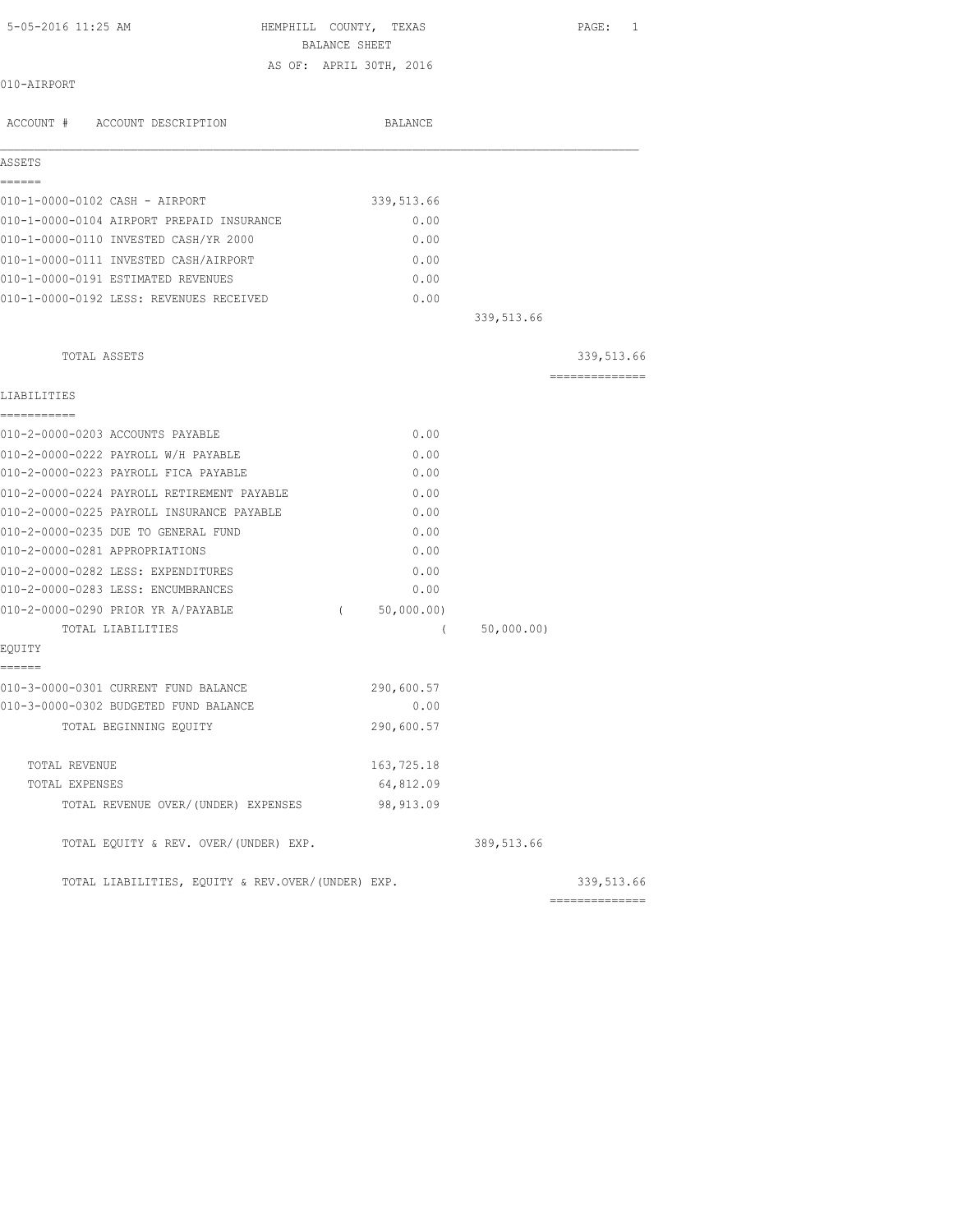5-05-2016 11:25 AM

# HEMPHILL COUNTY, TEXAS
## BALANCE SHEET
### AS OF: APRIL 30TH, 2016

010-AIRPORT

| ACCOUNT # | ACCOUNT DESCRIPTION | BALANCE | | |
|---|---|---|---|---|
| **ASSETS** | | | | |
| 010-1-0000-0102 | CASH - AIRPORT | 339,513.66 | | |
| 010-1-0000-0104 | AIRPORT PREPAID INSURANCE | 0.00 | | |
| 010-1-0000-0110 | INVESTED CASH/YR 2000 | 0.00 | | |
| 010-1-0000-0111 | INVESTED CASH/AIRPORT | 0.00 | | |
| 010-1-0000-0191 | ESTIMATED REVENUES | 0.00 | | |
| 010-1-0000-0192 | LESS: REVENUES RECEIVED | 0.00 | | |
| | | | 339,513.66 | |
| | TOTAL ASSETS | | | 339,513.66 |
| **LIABILITIES** | | | | |
| 010-2-0000-0203 | ACCOUNTS PAYABLE | 0.00 | | |
| 010-2-0000-0222 | PAYROLL W/H PAYABLE | 0.00 | | |
| 010-2-0000-0223 | PAYROLL FICA PAYABLE | 0.00 | | |
| 010-2-0000-0224 | PAYROLL RETIREMENT PAYABLE | 0.00 | | |
| 010-2-0000-0225 | PAYROLL INSURANCE PAYABLE | 0.00 | | |
| 010-2-0000-0235 | DUE TO GENERAL FUND | 0.00 | | |
| 010-2-0000-0281 | APPROPRIATIONS | 0.00 | | |
| 010-2-0000-0282 | LESS: EXPENDITURES | 0.00 | | |
| 010-2-0000-0283 | LESS: ENCUMBRANCES | 0.00 | | |
| 010-2-0000-0290 | PRIOR YR A/PAYABLE | ( 50,000.00) | | |
| | TOTAL LIABILITIES | | ( 50,000.00) | |
| **EQUITY** | | | | |
| 010-3-0000-0301 | CURRENT FUND BALANCE | 290,600.57 | | |
| 010-3-0000-0302 | BUDGETED FUND BALANCE | 0.00 | | |
| | TOTAL BEGINNING EQUITY | 290,600.57 | | |
| | TOTAL REVENUE | 163,725.18 | | |
| | TOTAL EXPENSES | 64,812.09 | | |
| | TOTAL REVENUE OVER/(UNDER) EXPENSES | 98,913.09 | | |
| | TOTAL EQUITY & REV. OVER/(UNDER) EXP. | | 389,513.66 | |
| | TOTAL LIABILITIES, EQUITY & REV.OVER/(UNDER) EXP. | | | 339,513.66 |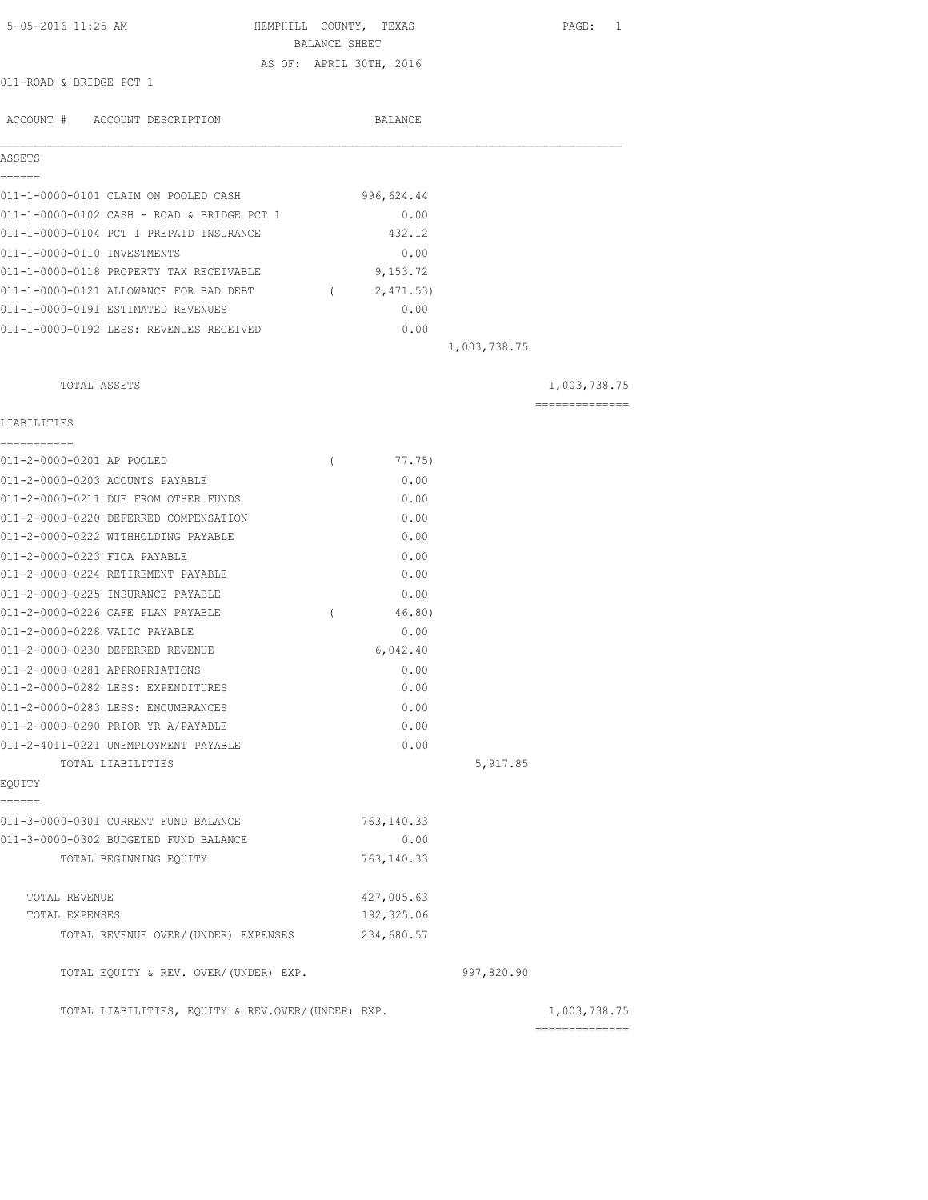HEMPHILL COUNTY, TEXAS
BALANCE SHEET
AS OF: APRIL 30TH, 2016

011-ROAD & BRIDGE PCT 1

| ACCOUNT # | ACCOUNT DESCRIPTION | BALANCE | | |
|---|---|---|---|---|
| **ASSETS** | | | | |
| 011-1-0000-0101 | CLAIM ON POOLED CASH | 996,624.44 | | |
| 011-1-0000-0102 | CASH - ROAD & BRIDGE PCT 1 | 0.00 | | |
| 011-1-0000-0104 | PCT 1 PREPAID INSURANCE | 432.12 | | |
| 011-1-0000-0110 | INVESTMENTS | 0.00 | | |
| 011-1-0000-0118 | PROPERTY TAX RECEIVABLE | 9,153.72 | | |
| 011-1-0000-0121 | ALLOWANCE FOR BAD DEBT | ( 2,471.53) | | |
| 011-1-0000-0191 | ESTIMATED REVENUES | 0.00 | | |
| 011-1-0000-0192 | LESS: REVENUES RECEIVED | 0.00 | | |
| | | | 1,003,738.75 | |
| | TOTAL ASSETS | | | 1,003,738.75 |
| **LIABILITIES** | | | | |
| 011-2-0000-0201 | AP POOLED | ( 77.75) | | |
| 011-2-0000-0203 | ACOUNTS PAYABLE | 0.00 | | |
| 011-2-0000-0211 | DUE FROM OTHER FUNDS | 0.00 | | |
| 011-2-0000-0220 | DEFERRED COMPENSATION | 0.00 | | |
| 011-2-0000-0222 | WITHHOLDING PAYABLE | 0.00 | | |
| 011-2-0000-0223 | FICA PAYABLE | 0.00 | | |
| 011-2-0000-0224 | RETIREMENT PAYABLE | 0.00 | | |
| 011-2-0000-0225 | INSURANCE PAYABLE | 0.00 | | |
| 011-2-0000-0226 | CAFE PLAN PAYABLE | ( 46.80) | | |
| 011-2-0000-0228 | VALIC PAYABLE | 0.00 | | |
| 011-2-0000-0230 | DEFERRED REVENUE | 6,042.40 | | |
| 011-2-0000-0281 | APPROPRIATIONS | 0.00 | | |
| 011-2-0000-0282 | LESS: EXPENDITURES | 0.00 | | |
| 011-2-0000-0283 | LESS: ENCUMBRANCES | 0.00 | | |
| 011-2-0000-0290 | PRIOR YR A/PAYABLE | 0.00 | | |
| 011-2-4011-0221 | UNEMPLOYMENT PAYABLE | 0.00 | | |
| | TOTAL LIABILITIES | | 5,917.85 | |
| **EQUITY** | | | | |
| 011-3-0000-0301 | CURRENT FUND BALANCE | 763,140.33 | | |
| 011-3-0000-0302 | BUDGETED FUND BALANCE | 0.00 | | |
| | TOTAL BEGINNING EQUITY | 763,140.33 | | |
| | TOTAL REVENUE | 427,005.63 | | |
| | TOTAL EXPENSES | 192,325.06 | | |
| | TOTAL REVENUE OVER/(UNDER) EXPENSES | 234,680.57 | | |
| | TOTAL EQUITY & REV. OVER/(UNDER) EXP. | | 997,820.90 | |
| | TOTAL LIABILITIES, EQUITY & REV.OVER/(UNDER) EXP. | | | 1,003,738.75 |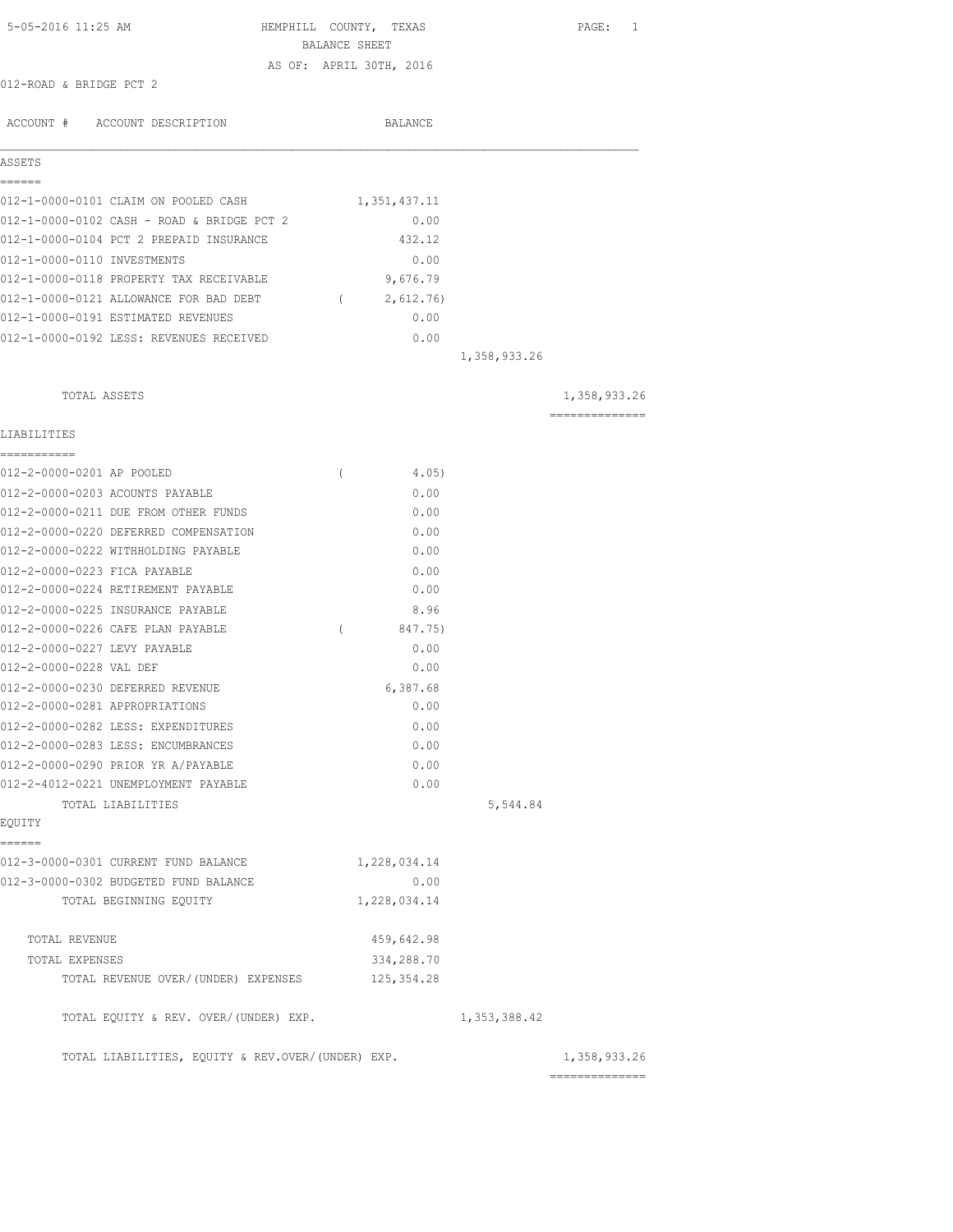HEMPHILL COUNTY, TEXAS
BALANCE SHEET
AS OF: APRIL 30TH, 2016

5-05-2016 11:25 AM

012-ROAD & BRIDGE PCT 2

| ACCOUNT # | ACCOUNT DESCRIPTION | BALANCE | | |
|---|---|---|---|---|
| **ASSETS** | | | | |
| 012-1-0000-0101 | CLAIM ON POOLED CASH | 1,351,437.11 | | |
| 012-1-0000-0102 | CASH - ROAD & BRIDGE PCT 2 | 0.00 | | |
| 012-1-0000-0104 | PCT 2 PREPAID INSURANCE | 432.12 | | |
| 012-1-0000-0110 | INVESTMENTS | 0.00 | | |
| 012-1-0000-0118 | PROPERTY TAX RECEIVABLE | 9,676.79 | | |
| 012-1-0000-0121 | ALLOWANCE FOR BAD DEBT | ( 2,612.76) | | |
| 012-1-0000-0191 | ESTIMATED REVENUES | 0.00 | | |
| 012-1-0000-0192 | LESS: REVENUES RECEIVED | 0.00 | | |
| | | | 1,358,933.26 | |
| | TOTAL ASSETS | | | 1,358,933.26 |
| **LIABILITIES** | | | | |
| 012-2-0000-0201 | AP POOLED | ( 4.05) | | |
| 012-2-0000-0203 | ACOUNTS PAYABLE | 0.00 | | |
| 012-2-0000-0211 | DUE FROM OTHER FUNDS | 0.00 | | |
| 012-2-0000-0220 | DEFERRED COMPENSATION | 0.00 | | |
| 012-2-0000-0222 | WITHHOLDING PAYABLE | 0.00 | | |
| 012-2-0000-0223 | FICA PAYABLE | 0.00 | | |
| 012-2-0000-0224 | RETIREMENT PAYABLE | 0.00 | | |
| 012-2-0000-0225 | INSURANCE PAYABLE | 8.96 | | |
| 012-2-0000-0226 | CAFE PLAN PAYABLE | ( 847.75) | | |
| 012-2-0000-0227 | LEVY PAYABLE | 0.00 | | |
| 012-2-0000-0228 | VAL DEF | 0.00 | | |
| 012-2-0000-0230 | DEFERRED REVENUE | 6,387.68 | | |
| 012-2-0000-0281 | APPROPRIATIONS | 0.00 | | |
| 012-2-0000-0282 | LESS: EXPENDITURES | 0.00 | | |
| 012-2-0000-0283 | LESS: ENCUMBRANCES | 0.00 | | |
| 012-2-0000-0290 | PRIOR YR A/PAYABLE | 0.00 | | |
| 012-2-4012-0221 | UNEMPLOYMENT PAYABLE | 0.00 | | |
| | TOTAL LIABILITIES | | 5,544.84 | |
| **EQUITY** | | | | |
| 012-3-0000-0301 | CURRENT FUND BALANCE | 1,228,034.14 | | |
| 012-3-0000-0302 | BUDGETED FUND BALANCE | 0.00 | | |
| | TOTAL BEGINNING EQUITY | 1,228,034.14 | | |
| | TOTAL REVENUE | 459,642.98 | | |
| | TOTAL EXPENSES | 334,288.70 | | |
| | TOTAL REVENUE OVER/(UNDER) EXPENSES | 125,354.28 | | |
| | TOTAL EQUITY & REV. OVER/(UNDER) EXP. | | 1,353,388.42 | |
| | TOTAL LIABILITIES, EQUITY & REV.OVER/(UNDER) EXP. | | | 1,358,933.26 |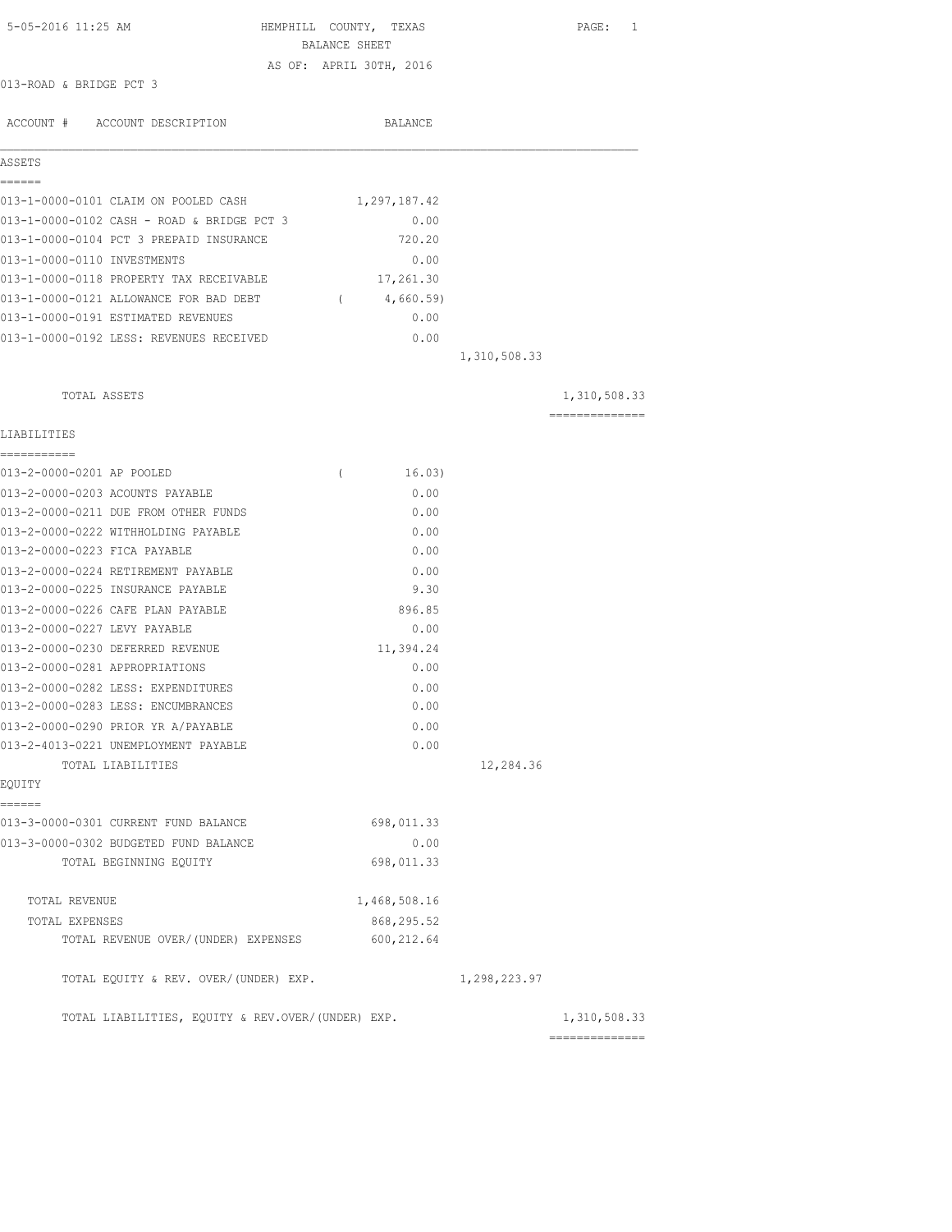HEMPHILL COUNTY, TEXAS
BALANCE SHEET
AS OF: APRIL 30TH, 2016

013-ROAD & BRIDGE PCT 3

| ACCOUNT # | ACCOUNT DESCRIPTION | BALANCE | | |
|---|---|---|---|---|
| **ASSETS** | | | | |
| 013-1-0000-0101 | CLAIM ON POOLED CASH | 1,297,187.42 | | |
| 013-1-0000-0102 | CASH - ROAD & BRIDGE PCT 3 | 0.00 | | |
| 013-1-0000-0104 | PCT 3 PREPAID INSURANCE | 720.20 | | |
| 013-1-0000-0110 | INVESTMENTS | 0.00 | | |
| 013-1-0000-0118 | PROPERTY TAX RECEIVABLE | 17,261.30 | | |
| 013-1-0000-0121 | ALLOWANCE FOR BAD DEBT | ( 4,660.59) | | |
| 013-1-0000-0191 | ESTIMATED REVENUES | 0.00 | | |
| 013-1-0000-0192 | LESS: REVENUES RECEIVED | 0.00 | | |
| | | | 1,310,508.33 | |
| | TOTAL ASSETS | | | 1,310,508.33 |
| **LIABILITIES** | | | | |
| 013-2-0000-0201 | AP POOLED | ( 16.03) | | |
| 013-2-0000-0203 | ACOUNTS PAYABLE | 0.00 | | |
| 013-2-0000-0211 | DUE FROM OTHER FUNDS | 0.00 | | |
| 013-2-0000-0222 | WITHHOLDING PAYABLE | 0.00 | | |
| 013-2-0000-0223 | FICA PAYABLE | 0.00 | | |
| 013-2-0000-0224 | RETIREMENT PAYABLE | 0.00 | | |
| 013-2-0000-0225 | INSURANCE PAYABLE | 9.30 | | |
| 013-2-0000-0226 | CAFE PLAN PAYABLE | 896.85 | | |
| 013-2-0000-0227 | LEVY PAYABLE | 0.00 | | |
| 013-2-0000-0230 | DEFERRED REVENUE | 11,394.24 | | |
| 013-2-0000-0281 | APPROPRIATIONS | 0.00 | | |
| 013-2-0000-0282 | LESS: EXPENDITURES | 0.00 | | |
| 013-2-0000-0283 | LESS: ENCUMBRANCES | 0.00 | | |
| 013-2-0000-0290 | PRIOR YR A/PAYABLE | 0.00 | | |
| 013-2-4013-0221 | UNEMPLOYMENT PAYABLE | 0.00 | | |
| | TOTAL LIABILITIES | | 12,284.36 | |
| **EQUITY** | | | | |
| 013-3-0000-0301 | CURRENT FUND BALANCE | 698,011.33 | | |
| 013-3-0000-0302 | BUDGETED FUND BALANCE | 0.00 | | |
| | TOTAL BEGINNING EQUITY | 698,011.33 | | |
| | TOTAL REVENUE | 1,468,508.16 | | |
| | TOTAL EXPENSES | 868,295.52 | | |
| | TOTAL REVENUE OVER/(UNDER) EXPENSES | 600,212.64 | | |
| | TOTAL EQUITY & REV. OVER/(UNDER) EXP. | | 1,298,223.97 | |
| | TOTAL LIABILITIES, EQUITY & REV.OVER/(UNDER) EXP. | | | 1,310,508.33 |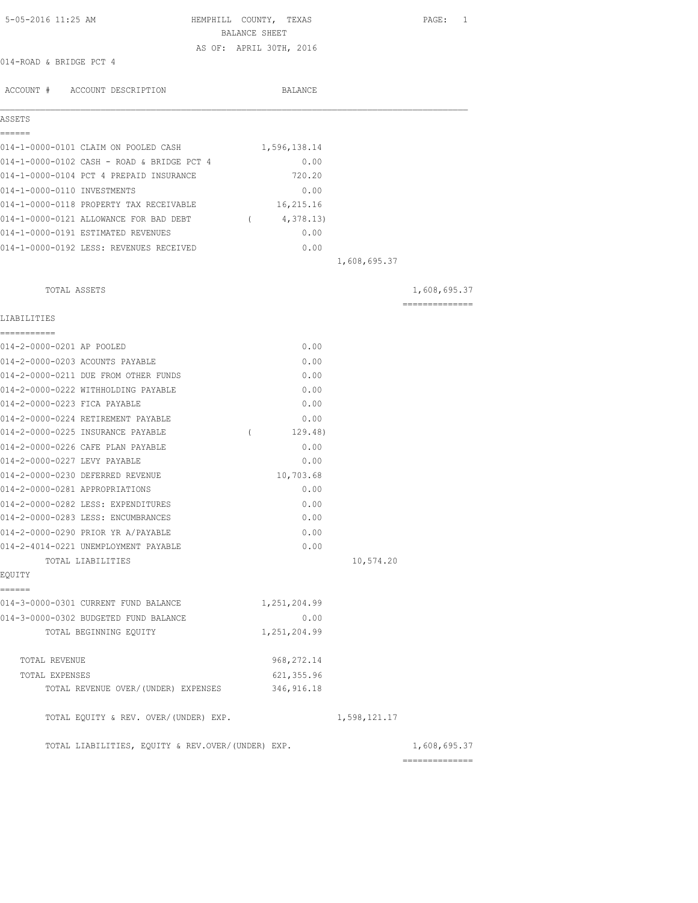5-05-2016 11:25 AM

# HEMPHILL COUNTY, TEXAS

## BALANCE SHEET

AS OF: APRIL 30TH, 2016

014-ROAD & BRIDGE PCT 4

| ACCOUNT # | ACCOUNT DESCRIPTION | BALANCE | | |
|---|---|---|---|---|
| **ASSETS** | | | | |
| 014-1-0000-0101 | CLAIM ON POOLED CASH | 1,596,138.14 | | |
| 014-1-0000-0102 | CASH - ROAD & BRIDGE PCT 4 | 0.00 | | |
| 014-1-0000-0104 | PCT 4 PREPAID INSURANCE | 720.20 | | |
| 014-1-0000-0110 | INVESTMENTS | 0.00 | | |
| 014-1-0000-0118 | PROPERTY TAX RECEIVABLE | 16,215.16 | | |
| 014-1-0000-0121 | ALLOWANCE FOR BAD DEBT | ( 4,378.13) | | |
| 014-1-0000-0191 | ESTIMATED REVENUES | 0.00 | | |
| 014-1-0000-0192 | LESS: REVENUES RECEIVED | 0.00 | | |
| | | | 1,608,695.37 | |
| | TOTAL ASSETS | | | 1,608,695.37 |
| **LIABILITIES** | | | | |
| 014-2-0000-0201 | AP POOLED | 0.00 | | |
| 014-2-0000-0203 | ACOUNTS PAYABLE | 0.00 | | |
| 014-2-0000-0211 | DUE FROM OTHER FUNDS | 0.00 | | |
| 014-2-0000-0222 | WITHHOLDING PAYABLE | 0.00 | | |
| 014-2-0000-0223 | FICA PAYABLE | 0.00 | | |
| 014-2-0000-0224 | RETIREMENT PAYABLE | 0.00 | | |
| 014-2-0000-0225 | INSURANCE PAYABLE | ( 129.48) | | |
| 014-2-0000-0226 | CAFE PLAN PAYABLE | 0.00 | | |
| 014-2-0000-0227 | LEVY PAYABLE | 0.00 | | |
| 014-2-0000-0230 | DEFERRED REVENUE | 10,703.68 | | |
| 014-2-0000-0281 | APPROPRIATIONS | 0.00 | | |
| 014-2-0000-0282 | LESS: EXPENDITURES | 0.00 | | |
| 014-2-0000-0283 | LESS: ENCUMBRANCES | 0.00 | | |
| 014-2-0000-0290 | PRIOR YR A/PAYABLE | 0.00 | | |
| 014-2-4014-0221 | UNEMPLOYMENT PAYABLE | 0.00 | | |
| | TOTAL LIABILITIES | | 10,574.20 | |
| **EQUITY** | | | | |
| 014-3-0000-0301 | CURRENT FUND BALANCE | 1,251,204.99 | | |
| 014-3-0000-0302 | BUDGETED FUND BALANCE | 0.00 | | |
| | TOTAL BEGINNING EQUITY | 1,251,204.99 | | |
| | TOTAL REVENUE | 968,272.14 | | |
| | TOTAL EXPENSES | 621,355.96 | | |
| | TOTAL REVENUE OVER/(UNDER) EXPENSES | 346,916.18 | | |
| | TOTAL EQUITY & REV. OVER/(UNDER) EXP. | | 1,598,121.17 | |
| | TOTAL LIABILITIES, EQUITY & REV.OVER/(UNDER) EXP. | | | 1,608,695.37 |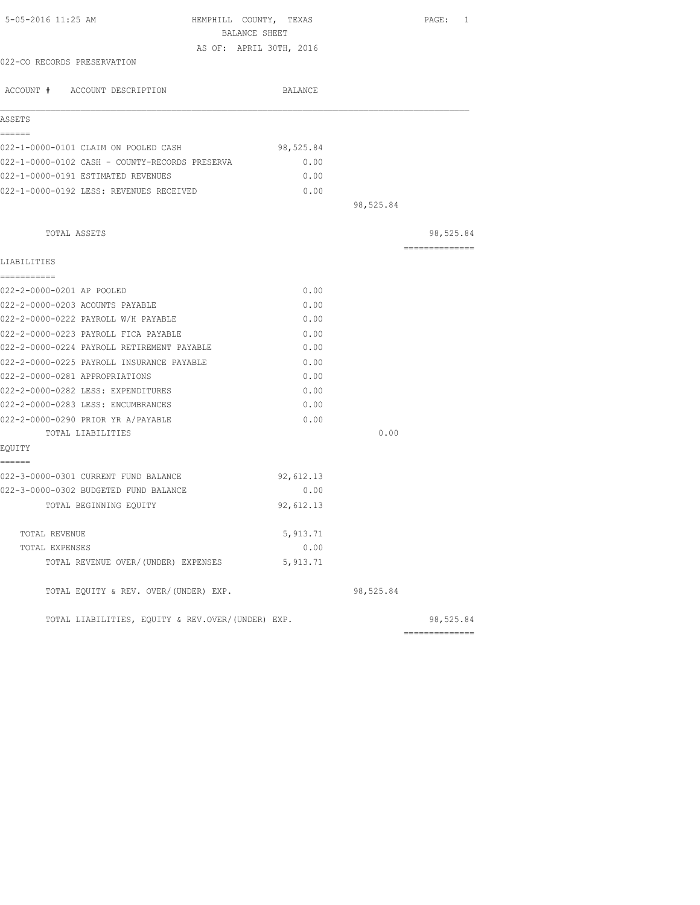5-05-2016 11:25 AM

# HEMPHILL COUNTY, TEXAS
## BALANCE SHEET
AS OF: APRIL 30TH, 2016

022-CO RECORDS PRESERVATION

| ACCOUNT # ACCOUNT DESCRIPTION | BALANCE | | |
|---|---|---|---|
| **ASSETS** | | | |
| 022-1-0000-0101 CLAIM ON POOLED CASH | 98,525.84 | | |
| 022-1-0000-0102 CASH - COUNTY-RECORDS PRESERVA | 0.00 | | |
| 022-1-0000-0191 ESTIMATED REVENUES | 0.00 | | |
| 022-1-0000-0192 LESS: REVENUES RECEIVED | 0.00 | | |
| | | 98,525.84 | |
| TOTAL ASSETS | | | 98,525.84 |
| **LIABILITIES** | | | |
| 022-2-0000-0201 AP POOLED | 0.00 | | |
| 022-2-0000-0203 ACOUNTS PAYABLE | 0.00 | | |
| 022-2-0000-0222 PAYROLL W/H PAYABLE | 0.00 | | |
| 022-2-0000-0223 PAYROLL FICA PAYABLE | 0.00 | | |
| 022-2-0000-0224 PAYROLL RETIREMENT PAYABLE | 0.00 | | |
| 022-2-0000-0225 PAYROLL INSURANCE PAYABLE | 0.00 | | |
| 022-2-0000-0281 APPROPRIATIONS | 0.00 | | |
| 022-2-0000-0282 LESS: EXPENDITURES | 0.00 | | |
| 022-2-0000-0283 LESS: ENCUMBRANCES | 0.00 | | |
| 022-2-0000-0290 PRIOR YR A/PAYABLE | 0.00 | | |
| TOTAL LIABILITIES | | 0.00 | |
| **EQUITY** | | | |
| 022-3-0000-0301 CURRENT FUND BALANCE | 92,612.13 | | |
| 022-3-0000-0302 BUDGETED FUND BALANCE | 0.00 | | |
| TOTAL BEGINNING EQUITY | 92,612.13 | | |
| TOTAL REVENUE | 5,913.71 | | |
| TOTAL EXPENSES | 0.00 | | |
| TOTAL REVENUE OVER/(UNDER) EXPENSES | 5,913.71 | | |
| TOTAL EQUITY & REV. OVER/(UNDER) EXP. | | 98,525.84 | |
| TOTAL LIABILITIES, EQUITY & REV.OVER/(UNDER) EXP. | | | 98,525.84 |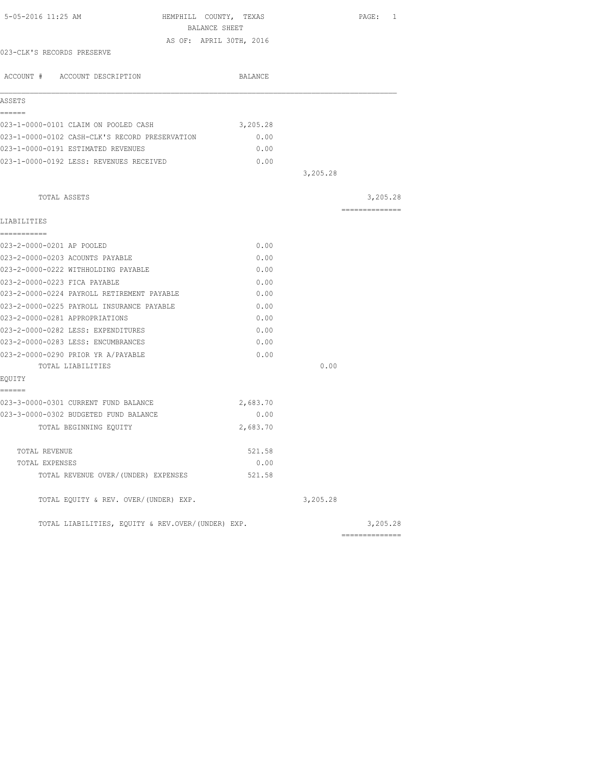5-05-2016 11:25 AM

# HEMPHILL COUNTY, TEXAS
## BALANCE SHEET
AS OF: APRIL 30TH, 2016

023-CLK'S RECORDS PRESERVE

| ACCOUNT # ACCOUNT DESCRIPTION | BALANCE | | |
|---|---|---|---|
| **ASSETS** | | | |
| 023-1-0000-0101 CLAIM ON POOLED CASH | 3,205.28 | | |
| 023-1-0000-0102 CASH-CLK'S RECORD PRESERVATION | 0.00 | | |
| 023-1-0000-0191 ESTIMATED REVENUES | 0.00 | | |
| 023-1-0000-0192 LESS: REVENUES RECEIVED | 0.00 | | |
| | | 3,205.28 | |
| TOTAL ASSETS | | | 3,205.28 |
| **LIABILITIES** | | | |
| 023-2-0000-0201 AP POOLED | 0.00 | | |
| 023-2-0000-0203 ACOUNTS PAYABLE | 0.00 | | |
| 023-2-0000-0222 WITHHOLDING PAYABLE | 0.00 | | |
| 023-2-0000-0223 FICA PAYABLE | 0.00 | | |
| 023-2-0000-0224 PAYROLL RETIREMENT PAYABLE | 0.00 | | |
| 023-2-0000-0225 PAYROLL INSURANCE PAYABLE | 0.00 | | |
| 023-2-0000-0281 APPROPRIATIONS | 0.00 | | |
| 023-2-0000-0282 LESS: EXPENDITURES | 0.00 | | |
| 023-2-0000-0283 LESS: ENCUMBRANCES | 0.00 | | |
| 023-2-0000-0290 PRIOR YR A/PAYABLE | 0.00 | | |
| TOTAL LIABILITIES | | 0.00 | |
| **EQUITY** | | | |
| 023-3-0000-0301 CURRENT FUND BALANCE | 2,683.70 | | |
| 023-3-0000-0302 BUDGETED FUND BALANCE | 0.00 | | |
| TOTAL BEGINNING EQUITY | 2,683.70 | | |
| TOTAL REVENUE | 521.58 | | |
| TOTAL EXPENSES | 0.00 | | |
| TOTAL REVENUE OVER/(UNDER) EXPENSES | 521.58 | | |
| TOTAL EQUITY & REV. OVER/(UNDER) EXP. | | 3,205.28 | |
| TOTAL LIABILITIES, EQUITY & REV.OVER/(UNDER) EXP. | | | 3,205.28 |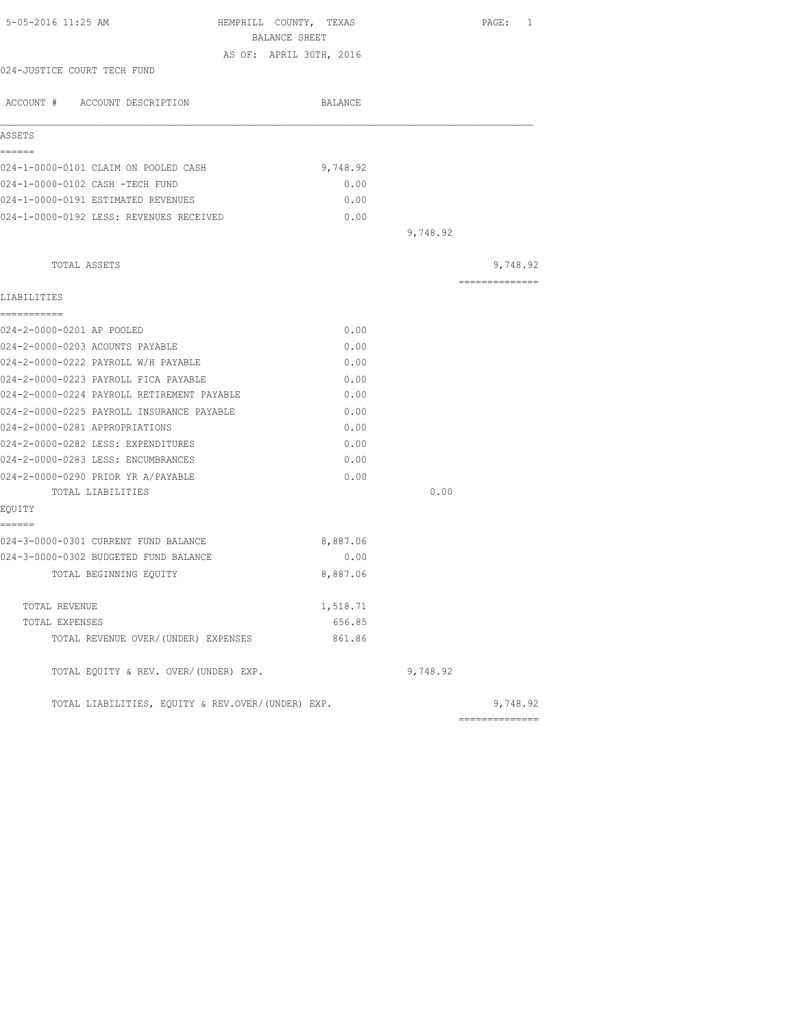5-05-2016 11:25 AM HEMPHILL COUNTY, TEXAS

BALANCE SHEET

AS OF: APRIL 30TH, 2016

024-JUSTICE COURT TECH FUND

| ACCOUNT # ACCOUNT DESCRIPTION | BALANCE | | |
|---|---|---|---|
| **ASSETS** | | | |
| 024-1-0000-0101 CLAIM ON POOLED CASH | 9,748.92 | | |
| 024-1-0000-0102 CASH -TECH FUND | 0.00 | | |
| 024-1-0000-0191 ESTIMATED REVENUES | 0.00 | | |
| 024-1-0000-0192 LESS: REVENUES RECEIVED | 0.00 | | |
| | | 9,748.92 | |
| TOTAL ASSETS | | | 9,748.92 |
| **LIABILITIES** | | | |
| 024-2-0000-0201 AP POOLED | 0.00 | | |
| 024-2-0000-0203 ACOUNTS PAYABLE | 0.00 | | |
| 024-2-0000-0222 PAYROLL W/H PAYABLE | 0.00 | | |
| 024-2-0000-0223 PAYROLL FICA PAYABLE | 0.00 | | |
| 024-2-0000-0224 PAYROLL RETIREMENT PAYABLE | 0.00 | | |
| 024-2-0000-0225 PAYROLL INSURANCE PAYABLE | 0.00 | | |
| 024-2-0000-0281 APPROPRIATIONS | 0.00 | | |
| 024-2-0000-0282 LESS: EXPENDITURES | 0.00 | | |
| 024-2-0000-0283 LESS: ENCUMBRANCES | 0.00 | | |
| 024-2-0000-0290 PRIOR YR A/PAYABLE | 0.00 | | |
| TOTAL LIABILITIES | | 0.00 | |
| **EQUITY** | | | |
| 024-3-0000-0301 CURRENT FUND BALANCE | 8,887.06 | | |
| 024-3-0000-0302 BUDGETED FUND BALANCE | 0.00 | | |
| TOTAL BEGINNING EQUITY | 8,887.06 | | |
| TOTAL REVENUE | 1,518.71 | | |
| TOTAL EXPENSES | 656.85 | | |
| TOTAL REVENUE OVER/(UNDER) EXPENSES | 861.86 | | |
| TOTAL EQUITY & REV. OVER/(UNDER) EXP. | | 9,748.92 | |
| TOTAL LIABILITIES, EQUITY & REV.OVER/(UNDER) EXP. | | | 9,748.92 |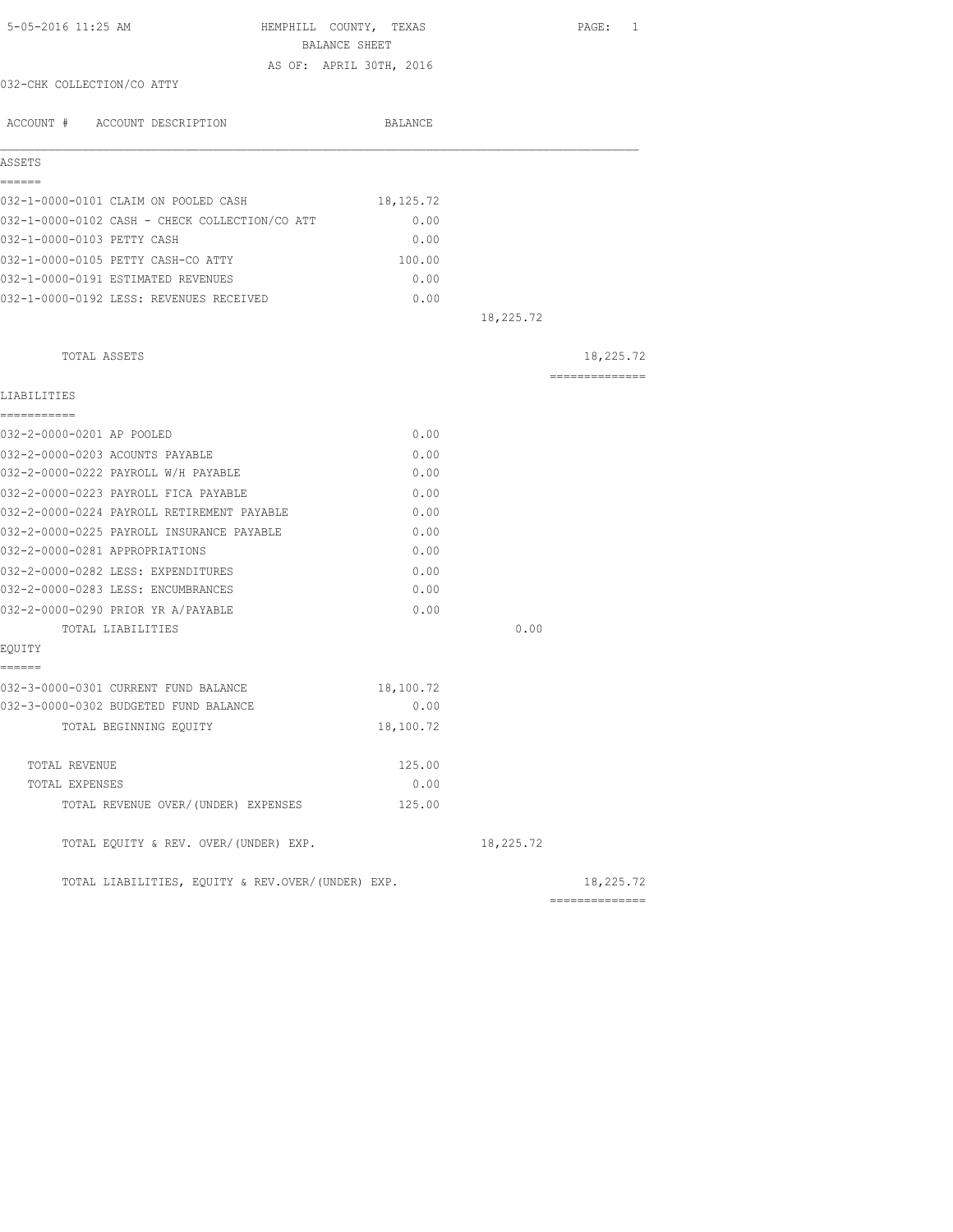5-05-2016 11:25 AM

# HEMPHILL COUNTY, TEXAS

## BALANCE SHEET

AS OF: APRIL 30TH, 2016

032-CHK COLLECTION/CO ATTY

| ACCOUNT # ACCOUNT DESCRIPTION | BALANCE | | |
|---|---|---|---|
| **ASSETS** | | | |
| 032-1-0000-0101 CLAIM ON POOLED CASH | 18,125.72 | | |
| 032-1-0000-0102 CASH - CHECK COLLECTION/CO ATT | 0.00 | | |
| 032-1-0000-0103 PETTY CASH | 0.00 | | |
| 032-1-0000-0105 PETTY CASH-CO ATTY | 100.00 | | |
| 032-1-0000-0191 ESTIMATED REVENUES | 0.00 | | |
| 032-1-0000-0192 LESS: REVENUES RECEIVED | 0.00 | | |
| | | 18,225.72 | |
| TOTAL ASSETS | | | 18,225.72 |
| **LIABILITIES** | | | |
| 032-2-0000-0201 AP POOLED | 0.00 | | |
| 032-2-0000-0203 ACOUNTS PAYABLE | 0.00 | | |
| 032-2-0000-0222 PAYROLL W/H PAYABLE | 0.00 | | |
| 032-2-0000-0223 PAYROLL FICA PAYABLE | 0.00 | | |
| 032-2-0000-0224 PAYROLL RETIREMENT PAYABLE | 0.00 | | |
| 032-2-0000-0225 PAYROLL INSURANCE PAYABLE | 0.00 | | |
| 032-2-0000-0281 APPROPRIATIONS | 0.00 | | |
| 032-2-0000-0282 LESS: EXPENDITURES | 0.00 | | |
| 032-2-0000-0283 LESS: ENCUMBRANCES | 0.00 | | |
| 032-2-0000-0290 PRIOR YR A/PAYABLE | 0.00 | | |
| TOTAL LIABILITIES | | 0.00 | |
| **EQUITY** | | | |
| 032-3-0000-0301 CURRENT FUND BALANCE | 18,100.72 | | |
| 032-3-0000-0302 BUDGETED FUND BALANCE | 0.00 | | |
| TOTAL BEGINNING EQUITY | 18,100.72 | | |
| TOTAL REVENUE | 125.00 | | |
| TOTAL EXPENSES | 0.00 | | |
| TOTAL REVENUE OVER/(UNDER) EXPENSES | 125.00 | | |
| TOTAL EQUITY & REV. OVER/(UNDER) EXP. | | 18,225.72 | |
| TOTAL LIABILITIES, EQUITY & REV.OVER/(UNDER) EXP. | | | 18,225.72 |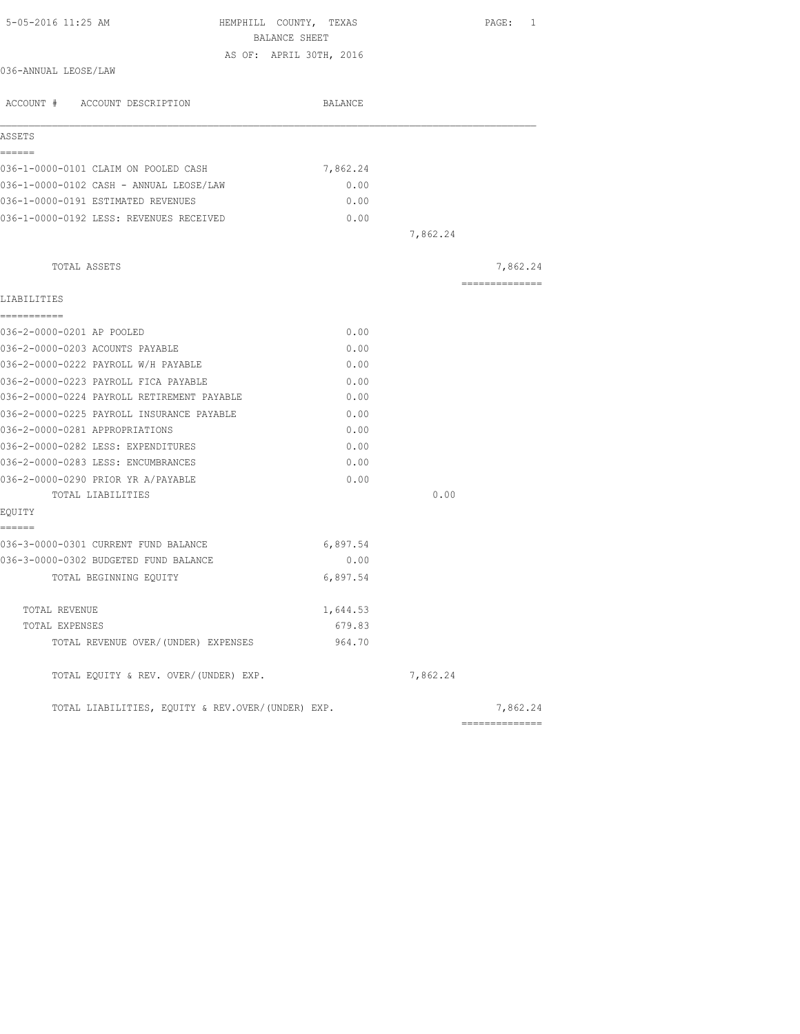5-05-2016 11:25 AM HEMPHILL COUNTY, TEXAS

BALANCE SHEET

AS OF: APRIL 30TH, 2016

036-ANNUAL LEOSE/LAW

| ACCOUNT # ACCOUNT DESCRIPTION | BALANCE | | |
|---|---|---|---|
| **ASSETS** | | | |
| 036-1-0000-0101 CLAIM ON POOLED CASH | 7,862.24 | | |
| 036-1-0000-0102 CASH - ANNUAL LEOSE/LAW | 0.00 | | |
| 036-1-0000-0191 ESTIMATED REVENUES | 0.00 | | |
| 036-1-0000-0192 LESS: REVENUES RECEIVED | 0.00 | | |
| | | 7,862.24 | |
| TOTAL ASSETS | | | 7,862.24 |
| **LIABILITIES** | | | |
| 036-2-0000-0201 AP POOLED | 0.00 | | |
| 036-2-0000-0203 ACOUNTS PAYABLE | 0.00 | | |
| 036-2-0000-0222 PAYROLL W/H PAYABLE | 0.00 | | |
| 036-2-0000-0223 PAYROLL FICA PAYABLE | 0.00 | | |
| 036-2-0000-0224 PAYROLL RETIREMENT PAYABLE | 0.00 | | |
| 036-2-0000-0225 PAYROLL INSURANCE PAYABLE | 0.00 | | |
| 036-2-0000-0281 APPROPRIATIONS | 0.00 | | |
| 036-2-0000-0282 LESS: EXPENDITURES | 0.00 | | |
| 036-2-0000-0283 LESS: ENCUMBRANCES | 0.00 | | |
| 036-2-0000-0290 PRIOR YR A/PAYABLE | 0.00 | | |
| TOTAL LIABILITIES | | 0.00 | |
| **EQUITY** | | | |
| 036-3-0000-0301 CURRENT FUND BALANCE | 6,897.54 | | |
| 036-3-0000-0302 BUDGETED FUND BALANCE | 0.00 | | |
| TOTAL BEGINNING EQUITY | 6,897.54 | | |
| TOTAL REVENUE | 1,644.53 | | |
| TOTAL EXPENSES | 679.83 | | |
| TOTAL REVENUE OVER/(UNDER) EXPENSES | 964.70 | | |
| TOTAL EQUITY & REV. OVER/(UNDER) EXP. | | 7,862.24 | |
| TOTAL LIABILITIES, EQUITY & REV.OVER/(UNDER) EXP. | | | 7,862.24 |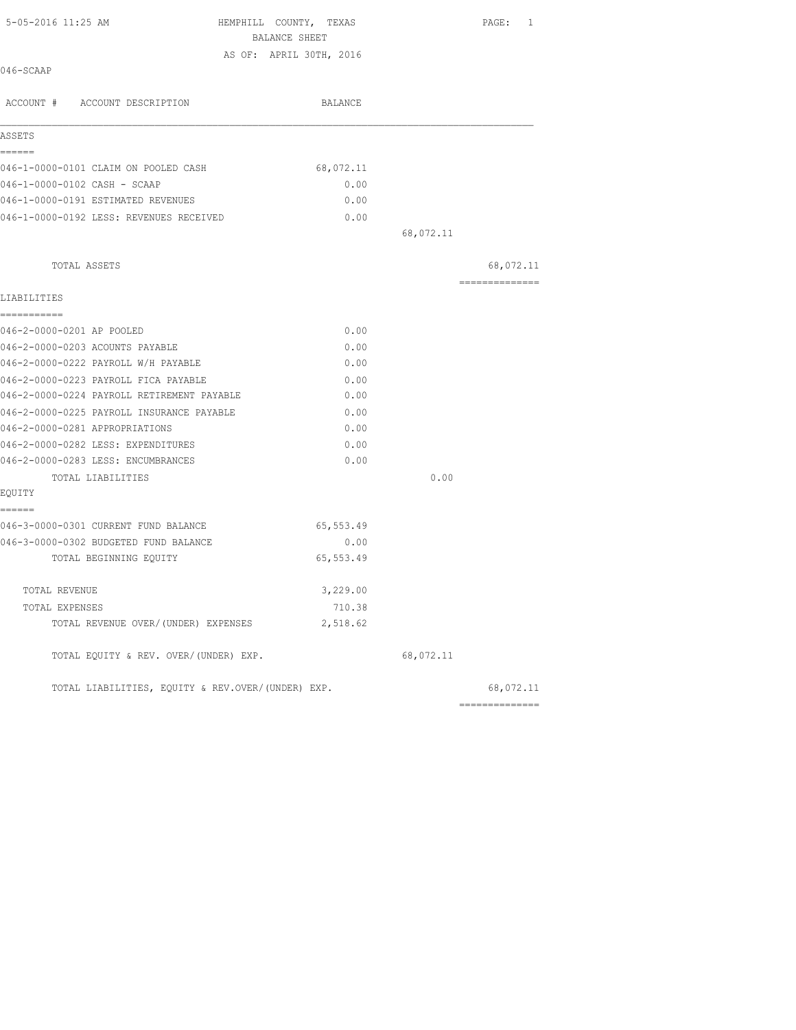5-05-2016 11:25 AM

# HEMPHILL COUNTY, TEXAS

## BALANCE SHEET

AS OF: APRIL 30TH, 2016

046-SCAAP

| ACCOUNT # ACCOUNT DESCRIPTION | BALANCE | | |
|---|---|---|---|
| **ASSETS** | | | |
| 046-1-0000-0101 CLAIM ON POOLED CASH | 68,072.11 | | |
| 046-1-0000-0102 CASH - SCAAP | 0.00 | | |
| 046-1-0000-0191 ESTIMATED REVENUES | 0.00 | | |
| 046-1-0000-0192 LESS: REVENUES RECEIVED | 0.00 | | |
| | | 68,072.11 | |
| TOTAL ASSETS | | | 68,072.11 |
| **LIABILITIES** | | | |
| 046-2-0000-0201 AP POOLED | 0.00 | | |
| 046-2-0000-0203 ACOUNTS PAYABLE | 0.00 | | |
| 046-2-0000-0222 PAYROLL W/H PAYABLE | 0.00 | | |
| 046-2-0000-0223 PAYROLL FICA PAYABLE | 0.00 | | |
| 046-2-0000-0224 PAYROLL RETIREMENT PAYABLE | 0.00 | | |
| 046-2-0000-0225 PAYROLL INSURANCE PAYABLE | 0.00 | | |
| 046-2-0000-0281 APPROPRIATIONS | 0.00 | | |
| 046-2-0000-0282 LESS: EXPENDITURES | 0.00 | | |
| 046-2-0000-0283 LESS: ENCUMBRANCES | 0.00 | | |
| TOTAL LIABILITIES | | 0.00 | |
| **EQUITY** | | | |
| 046-3-0000-0301 CURRENT FUND BALANCE | 65,553.49 | | |
| 046-3-0000-0302 BUDGETED FUND BALANCE | 0.00 | | |
| TOTAL BEGINNING EQUITY | 65,553.49 | | |
| TOTAL REVENUE | 3,229.00 | | |
| TOTAL EXPENSES | 710.38 | | |
| TOTAL REVENUE OVER/(UNDER) EXPENSES | 2,518.62 | | |
| TOTAL EQUITY & REV. OVER/(UNDER) EXP. | | 68,072.11 | |
| TOTAL LIABILITIES, EQUITY & REV.OVER/(UNDER) EXP. | | | 68,072.11 |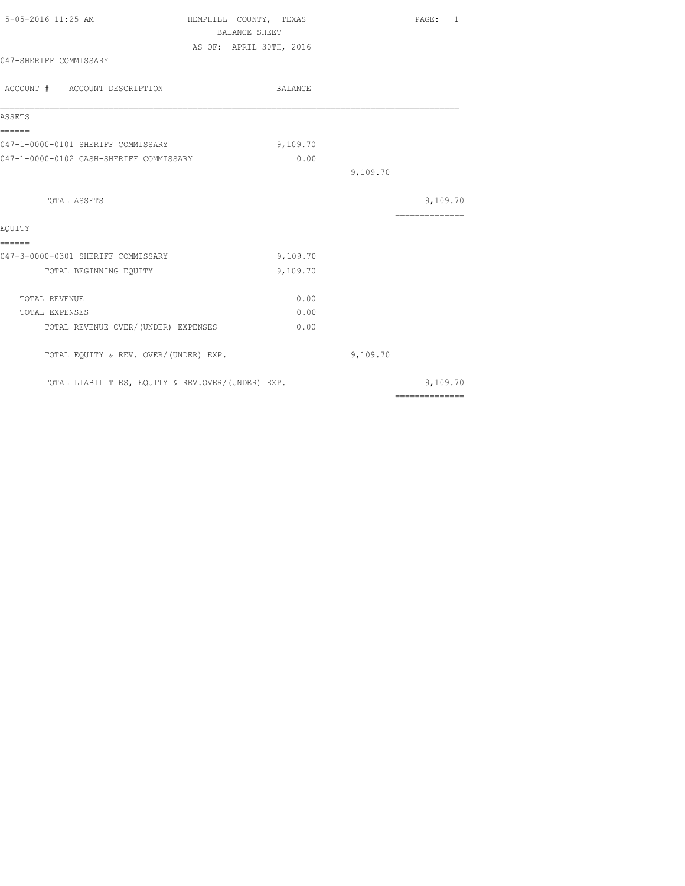HEMPHILL COUNTY, TEXAS
BALANCE SHEET
AS OF: APRIL 30TH, 2016

047-SHERIFF COMMISSARY

| ACCOUNT # ACCOUNT DESCRIPTION | BALANCE | | |
|---|---|---|---|
| **ASSETS** | | | |
| 047-1-0000-0101 SHERIFF COMMISSARY | 9,109.70 | | |
| 047-1-0000-0102 CASH-SHERIFF COMMISSARY | 0.00 | | |
| | | 9,109.70 | |
| TOTAL ASSETS | | | 9,109.70 |
| **EQUITY** | | | |
| 047-3-0000-0301 SHERIFF COMMISSARY | 9,109.70 | | |
| TOTAL BEGINNING EQUITY | 9,109.70 | | |
| TOTAL REVENUE | 0.00 | | |
| TOTAL EXPENSES | 0.00 | | |
| TOTAL REVENUE OVER/(UNDER) EXPENSES | 0.00 | | |
| TOTAL EQUITY & REV. OVER/(UNDER) EXP. | | 9,109.70 | |
| TOTAL LIABILITIES, EQUITY & REV.OVER/(UNDER) EXP. | | | 9,109.70 |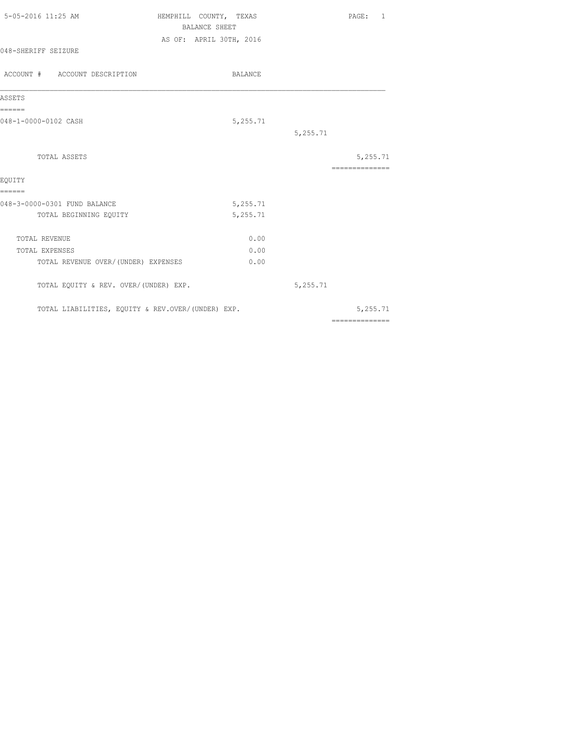5-05-2016 11:25 AM

# HEMPHILL COUNTY, TEXAS

## BALANCE SHEET

AS OF: APRIL 30TH, 2016

048-SHERIFF SEIZURE

| ACCOUNT # ACCOUNT DESCRIPTION | BALANCE | | |
|---|---|---|---|
| **ASSETS** | | | |
| 048-1-0000-0102 CASH | 5,255.71 | | |
| | | 5,255.71 | |
| TOTAL ASSETS | | | 5,255.71 |
| **EQUITY** | | | |
| 048-3-0000-0301 FUND BALANCE | 5,255.71 | | |
| TOTAL BEGINNING EQUITY | 5,255.71 | | |
| TOTAL REVENUE | 0.00 | | |
| TOTAL EXPENSES | 0.00 | | |
| TOTAL REVENUE OVER/(UNDER) EXPENSES | 0.00 | | |
| TOTAL EQUITY & REV. OVER/(UNDER) EXP. | | 5,255.71 | |
| TOTAL LIABILITIES, EQUITY & REV.OVER/(UNDER) EXP. | | | 5,255.71 |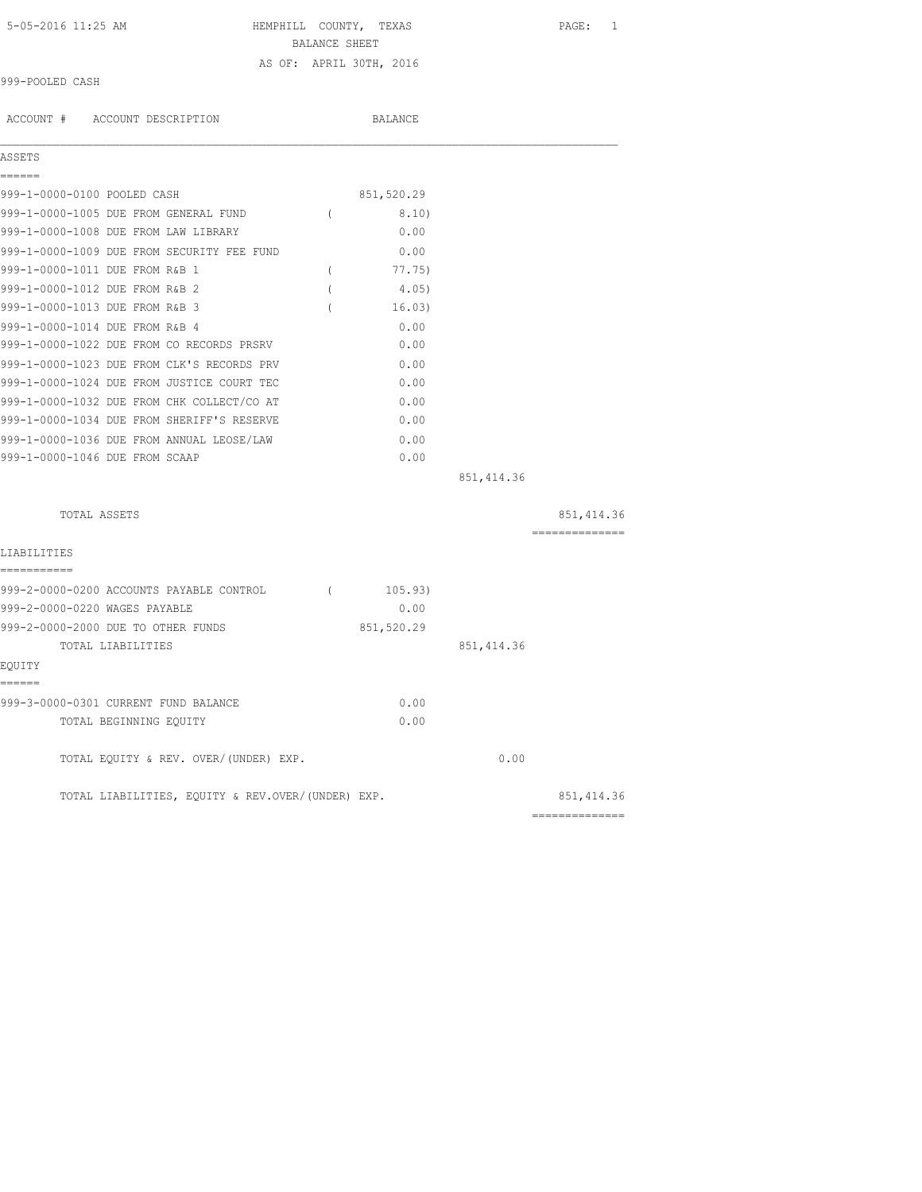5-05-2016 11:25 AM HEMPHILL COUNTY, TEXAS

BALANCE SHEET

AS OF: APRIL 30TH, 2016

999-POOLED CASH

| ACCOUNT # ACCOUNT DESCRIPTION | BALANCE | | |
|---|---|---|---|
| **ASSETS** | | | |
| 999-1-0000-0100 POOLED CASH | 851,520.29 | | |
| 999-1-0000-1005 DUE FROM GENERAL FUND | ( 8.10) | | |
| 999-1-0000-1008 DUE FROM LAW LIBRARY | 0.00 | | |
| 999-1-0000-1009 DUE FROM SECURITY FEE FUND | 0.00 | | |
| 999-1-0000-1011 DUE FROM R&B 1 | ( 77.75) | | |
| 999-1-0000-1012 DUE FROM R&B 2 | ( 4.05) | | |
| 999-1-0000-1013 DUE FROM R&B 3 | ( 16.03) | | |
| 999-1-0000-1014 DUE FROM R&B 4 | 0.00 | | |
| 999-1-0000-1022 DUE FROM CO RECORDS PRSRV | 0.00 | | |
| 999-1-0000-1023 DUE FROM CLK'S RECORDS PRV | 0.00 | | |
| 999-1-0000-1024 DUE FROM JUSTICE COURT TEC | 0.00 | | |
| 999-1-0000-1032 DUE FROM CHK COLLECT/CO AT | 0.00 | | |
| 999-1-0000-1034 DUE FROM SHERIFF'S RESERVE | 0.00 | | |
| 999-1-0000-1036 DUE FROM ANNUAL LEOSE/LAW | 0.00 | | |
| 999-1-0000-1046 DUE FROM SCAAP | 0.00 | | |
| | | 851,414.36 | |
| TOTAL ASSETS | | | 851,414.36 |
| **LIABILITIES** | | | |
| 999-2-0000-0200 ACCOUNTS PAYABLE CONTROL | ( 105.93) | | |
| 999-2-0000-0220 WAGES PAYABLE | 0.00 | | |
| 999-2-0000-2000 DUE TO OTHER FUNDS | 851,520.29 | | |
| TOTAL LIABILITIES | | 851,414.36 | |
| **EQUITY** | | | |
| 999-3-0000-0301 CURRENT FUND BALANCE | 0.00 | | |
| TOTAL BEGINNING EQUITY | 0.00 | | |
| TOTAL EQUITY & REV. OVER/(UNDER) EXP. | | 0.00 | |
| TOTAL LIABILITIES, EQUITY & REV.OVER/(UNDER) EXP. | | | 851,414.36 |